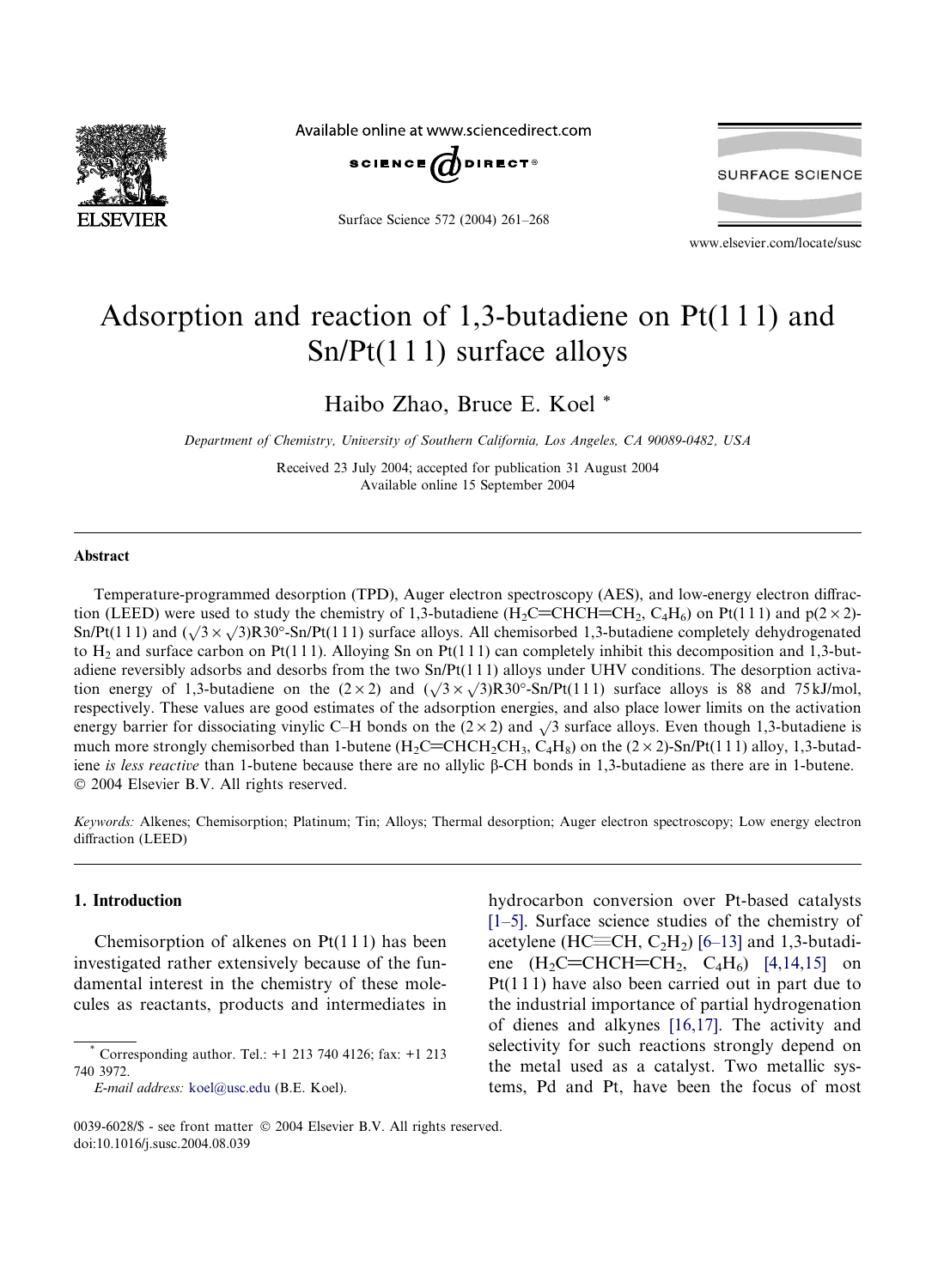# Adsorption and reaction of 1,3-butadiene on Pt(1 1 1) and Sn/Pt(1 1 1) surface alloys

Haibo Zhao, Bruce E. Koel *

*Department of Chemistry, University of Southern California, Los Angeles, CA 90089-0482, USA*

Received 23 July 2004; accepted for publication 31 August 2004
Available online 15 September 2004

## Abstract

Temperature-programmed desorption (TPD), Auger electron spectroscopy (AES), and low-energy electron diffraction (LEED) were used to study the chemistry of 1,3-butadiene ($H_2C{=}CHCH{=}CH_2$, $C_4H_6$) on Pt(1 1 1) and p(2 × 2)-Sn/Pt(1 1 1) and ($\sqrt{3} \times \sqrt{3}$)R30°-Sn/Pt(1 1 1) surface alloys. All chemisorbed 1,3-butadiene completely dehydrogenated to $H_2$ and surface carbon on Pt(1 1 1). Alloying Sn on Pt(1 1 1) can completely inhibit this decomposition and 1,3-butadiene reversibly adsorbs and desorbs from the two Sn/Pt(1 1 1) alloys under UHV conditions. The desorption activation energy of 1,3-butadiene on the (2 × 2) and ($\sqrt{3} \times \sqrt{3}$)R30°-Sn/Pt(1 1 1) surface alloys is 88 and 75 kJ/mol, respectively. These values are good estimates of the adsorption energies, and also place lower limits on the activation energy barrier for dissociating vinylic C–H bonds on the (2 × 2) and $\sqrt{3}$ surface alloys. Even though 1,3-butadiene is much more strongly chemisorbed than 1-butene ($H_2C{=}CHCH_2CH_3$, $C_4H_8$) on the (2 × 2)-Sn/Pt(1 1 1) alloy, 1,3-butadiene *is less reactive* than 1-butene because there are no allylic β-CH bonds in 1,3-butadiene as there are in 1-butene.
© 2004 Elsevier B.V. All rights reserved.

*Keywords:* Alkenes; Chemisorption; Platinum; Tin; Alloys; Thermal desorption; Auger electron spectroscopy; Low energy electron diffraction (LEED)

## 1. Introduction

Chemisorption of alkenes on Pt(1 1 1) has been investigated rather extensively because of the fundamental interest in the chemistry of these molecules as reactants, products and intermediates in hydrocarbon conversion over Pt-based catalysts [1–5]. Surface science studies of the chemistry of acetylene ($HC{\equiv}CH$, $C_2H_2$) [6–13] and 1,3-butadiene ($H_2C{=}CHCH{=}CH_2$, $C_4H_6$) [4,14,15] on Pt(1 1 1) have also been carried out in part due to the industrial importance of partial hydrogenation of dienes and alkynes [16,17]. The activity and selectivity for such reactions strongly depend on the metal used as a catalyst. Two metallic systems, Pd and Pt, have been the focus of most

* Corresponding author. Tel.: +1 213 740 4126; fax: +1 213 740 3972.
*E-mail address:* koel@usc.edu (B.E. Koel).

0039-6028/$ - see front matter © 2004 Elsevier B.V. All rights reserved.
doi:10.1016/j.susc.2004.08.039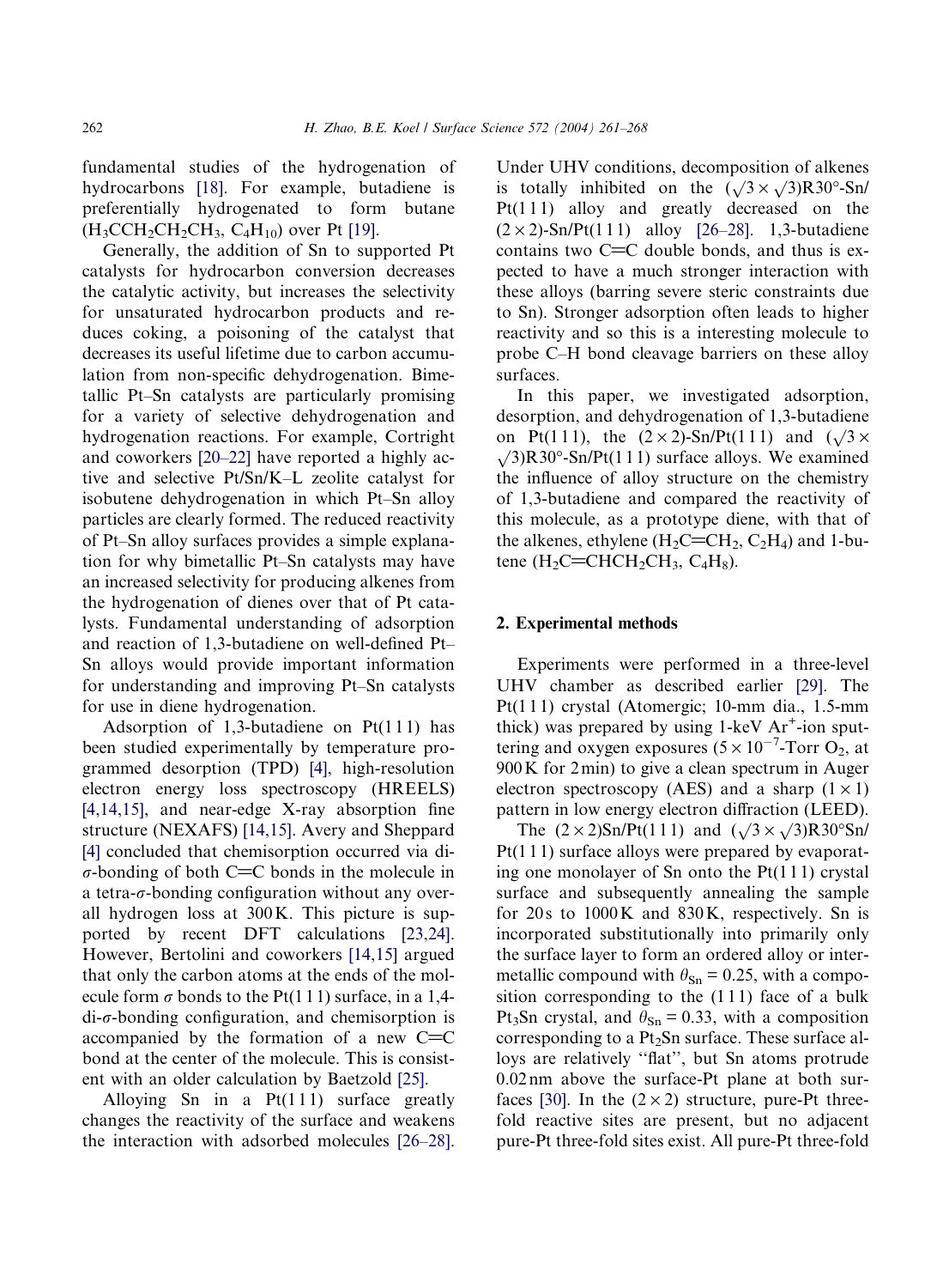fundamental studies of the hydrogenation of hydrocarbons [18]. For example, butadiene is preferentially hydrogenated to form butane ($H_3CCH_2CH_2CH_3$, $C_4H_{10}$) over Pt [19].

Generally, the addition of Sn to supported Pt catalysts for hydrocarbon conversion decreases the catalytic activity, but increases the selectivity for unsaturated hydrocarbon products and reduces coking, a poisoning of the catalyst that decreases its useful lifetime due to carbon accumulation from non-specific dehydrogenation. Bimetallic Pt–Sn catalysts are particularly promising for a variety of selective dehydrogenation and hydrogenation reactions. For example, Cortright and coworkers [20–22] have reported a highly active and selective Pt/Sn/K–L zeolite catalyst for isobutene dehydrogenation in which Pt–Sn alloy particles are clearly formed. The reduced reactivity of Pt–Sn alloy surfaces provides a simple explanation for why bimetallic Pt–Sn catalysts may have an increased selectivity for producing alkenes from the hydrogenation of dienes over that of Pt catalysts. Fundamental understanding of adsorption and reaction of 1,3-butadiene on well-defined Pt–Sn alloys would provide important information for understanding and improving Pt–Sn catalysts for use in diene hydrogenation.

Adsorption of 1,3-butadiene on Pt(111) has been studied experimentally by temperature programmed desorption (TPD) [4], high-resolution electron energy loss spectroscopy (HREELS) [4,14,15], and near-edge X-ray absorption fine structure (NEXAFS) [14,15]. Avery and Sheppard [4] concluded that chemisorption occurred via di-$\sigma$-bonding of both C=C bonds in the molecule in a tetra-$\sigma$-bonding configuration without any overall hydrogen loss at 300 K. This picture is supported by recent DFT calculations [23,24]. However, Bertolini and coworkers [14,15] argued that only the carbon atoms at the ends of the molecule form $\sigma$ bonds to the Pt(111) surface, in a 1,4-di-$\sigma$-bonding configuration, and chemisorption is accompanied by the formation of a new C=C bond at the center of the molecule. This is consistent with an older calculation by Baetzold [25].

Alloying Sn in a Pt(111) surface greatly changes the reactivity of the surface and weakens the interaction with adsorbed molecules [26–28]. Under UHV conditions, decomposition of alkenes is totally inhibited on the $(\sqrt{3}\times\sqrt{3})R30°$-Sn/Pt(111) alloy and greatly decreased on the $(2\times2)$-Sn/Pt(111) alloy [26–28]. 1,3-butadiene contains two C=C double bonds, and thus is expected to have a much stronger interaction with these alloys (barring severe steric constraints due to Sn). Stronger adsorption often leads to higher reactivity and so this is a interesting molecule to probe C–H bond cleavage barriers on these alloy surfaces.

In this paper, we investigated adsorption, desorption, and dehydrogenation of 1,3-butadiene on Pt(111), the $(2\times2)$-Sn/Pt(111) and $(\sqrt{3}\times\sqrt{3})R30°$-Sn/Pt(111) surface alloys. We examined the influence of alloy structure on the chemistry of 1,3-butadiene and compared the reactivity of this molecule, as a prototype diene, with that of the alkenes, ethylene ($H_2C$=$CH_2$, $C_2H_4$) and 1-butene ($H_2C$=$CHCH_2CH_3$, $C_4H_8$).

## 2. Experimental methods

Experiments were performed in a three-level UHV chamber as described earlier [29]. The Pt(111) crystal (Atomergic; 10-mm dia., 1.5-mm thick) was prepared by using 1-keV $Ar^+$-ion sputtering and oxygen exposures ($5\times10^{-7}$-Torr $O_2$, at 900 K for 2 min) to give a clean spectrum in Auger electron spectroscopy (AES) and a sharp $(1\times1)$ pattern in low energy electron diffraction (LEED).

The $(2\times2)$Sn/Pt(111) and $(\sqrt{3}\times\sqrt{3})R30°$Sn/Pt(111) surface alloys were prepared by evaporating one monolayer of Sn onto the Pt(111) crystal surface and subsequently annealing the sample for 20 s to 1000 K and 830 K, respectively. Sn is incorporated substitutionally into primarily only the surface layer to form an ordered alloy or intermetallic compound with $\theta_{Sn} = 0.25$, with a composition corresponding to the (111) face of a bulk $Pt_3Sn$ crystal, and $\theta_{Sn} = 0.33$, with a composition corresponding to a $Pt_2Sn$ surface. These surface alloys are relatively "flat", but Sn atoms protrude 0.02 nm above the surface-Pt plane at both surfaces [30]. In the $(2\times2)$ structure, pure-Pt three-fold reactive sites are present, but no adjacent pure-Pt three-fold sites exist. All pure-Pt three-fold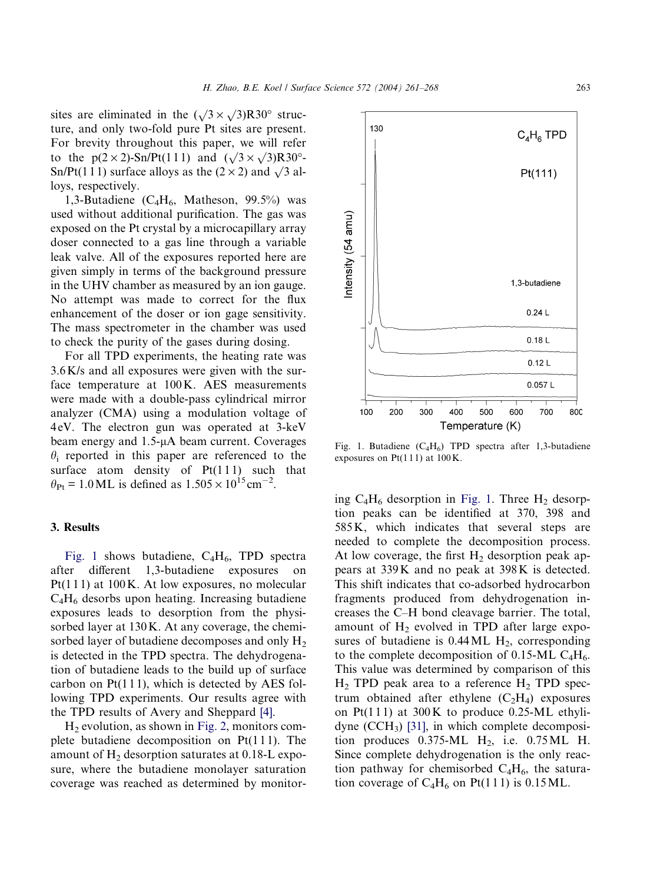sites are eliminated in the $(\sqrt{3}\times\sqrt{3})R30°$ structure, and only two-fold pure Pt sites are present. For brevity throughout this paper, we will refer to the p(2 × 2)-Sn/Pt(111) and $(\sqrt{3}\times\sqrt{3})R30°$-Sn/Pt(111) surface alloys as the (2 × 2) and $\sqrt{3}$ alloys, respectively.

1,3-Butadiene ($C_4H_6$, Matheson, 99.5%) was used without additional purification. The gas was exposed on the Pt crystal by a microcapillary array doser connected to a gas line through a variable leak valve. All of the exposures reported here are given simply in terms of the background pressure in the UHV chamber as measured by an ion gauge. No attempt was made to correct for the flux enhancement of the doser or ion gage sensitivity. The mass spectrometer in the chamber was used to check the purity of the gases during dosing.

For all TPD experiments, the heating rate was 3.6 K/s and all exposures were given with the surface temperature at 100 K. AES measurements were made with a double-pass cylindrical mirror analyzer (CMA) using a modulation voltage of 4 eV. The electron gun was operated at 3-keV beam energy and 1.5-μA beam current. Coverages $\theta_i$ reported in this paper are referenced to the surface atom density of Pt(111) such that $\theta_{Pt} = 1.0$ ML is defined as $1.505 \times 10^{15}$ cm$^{-2}$.

## 3. Results

Fig. 1 shows butadiene, $C_4H_6$, TPD spectra after different 1,3-butadiene exposures on Pt(111) at 100 K. At low exposures, no molecular $C_4H_6$ desorbs upon heating. Increasing butadiene exposures leads to desorption from the physisorbed layer at 130 K. At any coverage, the chemisorbed layer of butadiene decomposes and only $H_2$ is detected in the TPD spectra. The dehydrogenation of butadiene leads to the build up of surface carbon on Pt(111), which is detected by AES following TPD experiments. Our results agree with the TPD results of Avery and Sheppard [4].

$H_2$ evolution, as shown in Fig. 2, monitors complete butadiene decomposition on Pt(111). The amount of $H_2$ desorption saturates at 0.18-L exposure, where the butadiene monolayer saturation coverage was reached as determined by monitoring $C_4H_6$ desorption in Fig. 1. Three $H_2$ desorption peaks can be identified at 370, 398 and 585 K, which indicates that several steps are needed to complete the decomposition process. At low coverage, the first $H_2$ desorption peak appears at 339 K and no peak at 398 K is detected. This shift indicates that co-adsorbed hydrocarbon fragments produced from dehydrogenation increases the C–H bond cleavage barrier. The total, amount of $H_2$ evolved in TPD after large exposures of butadiene is 0.44 ML $H_2$, corresponding to the complete decomposition of 0.15-ML $C_4H_6$. This value was determined by comparison of this $H_2$ TPD peak area to a reference $H_2$ TPD spectrum obtained after ethylene ($C_2H_4$) exposures on Pt(111) at 300 K to produce 0.25-ML ethylidyne ($CCH_3$) [31], in which complete decomposition produces 0.375-ML $H_2$, i.e. 0.75 ML H. Since complete dehydrogenation is the only reaction pathway for chemisorbed $C_4H_6$, the saturation coverage of $C_4H_6$ on Pt(111) is 0.15 ML.

Fig. 1. Butadiene ($C_4H_6$) TPD spectra after 1,3-butadiene exposures on Pt(111) at 100 K.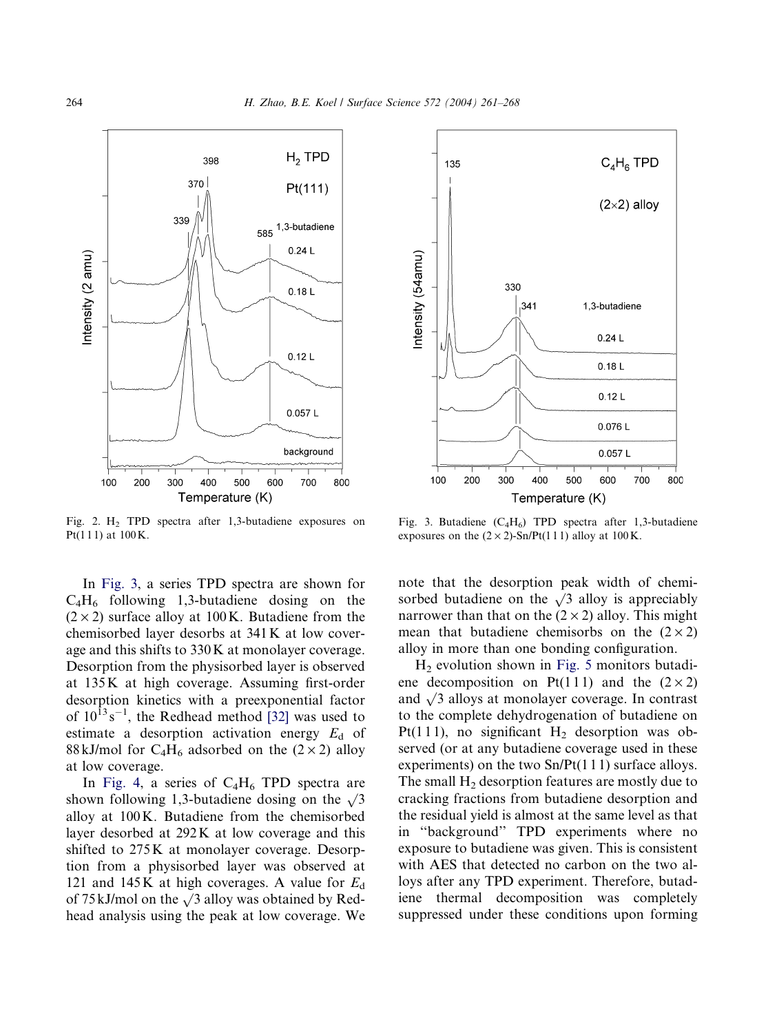Fig. 2. $H_2$ TPD spectra after 1,3-butadiene exposures on Pt(111) at 100 K.

Fig. 3. Butadiene ($C_4H_6$) TPD spectra after 1,3-butadiene exposures on the (2 × 2)-Sn/Pt(111) alloy at 100 K.

In Fig. 3, a series TPD spectra are shown for $C_4H_6$ following 1,3-butadiene dosing on the (2 × 2) surface alloy at 100 K. Butadiene from the chemisorbed layer desorbs at 341 K at low coverage and this shifts to 330 K at monolayer coverage. Desorption from the physisorbed layer is observed at 135 K at high coverage. Assuming first-order desorption kinetics with a preexponential factor of $10^{13}\,s^{-1}$, the Redhead method [32] was used to estimate a desorption activation energy $E_d$ of 88 kJ/mol for $C_4H_6$ adsorbed on the (2 × 2) alloy at low coverage.

In Fig. 4, a series of $C_4H_6$ TPD spectra are shown following 1,3-butadiene dosing on the $\sqrt{3}$ alloy at 100 K. Butadiene from the chemisorbed layer desorbed at 292 K at low coverage and this shifted to 275 K at monolayer coverage. Desorption from a physisorbed layer was observed at 121 and 145 K at high coverages. A value for $E_d$ of 75 kJ/mol on the $\sqrt{3}$ alloy was obtained by Redhead analysis using the peak at low coverage. We note that the desorption peak width of chemisorbed butadiene on the $\sqrt{3}$ alloy is appreciably narrower than that on the (2 × 2) alloy. This might mean that butadiene chemisorbs on the (2 × 2) alloy in more than one bonding configuration.

$H_2$ evolution shown in Fig. 5 monitors butadiene decomposition on Pt(111) and the (2 × 2) and $\sqrt{3}$ alloys at monolayer coverage. In contrast to the complete dehydrogenation of butadiene on Pt(111), no significant $H_2$ desorption was observed (or at any butadiene coverage used in these experiments) on the two Sn/Pt(111) surface alloys. The small $H_2$ desorption features are mostly due to cracking fractions from butadiene desorption and the residual yield is almost at the same level as that in "background" TPD experiments where no exposure to butadiene was given. This is consistent with AES that detected no carbon on the two alloys after any TPD experiment. Therefore, butadiene thermal decomposition was completely suppressed under these conditions upon forming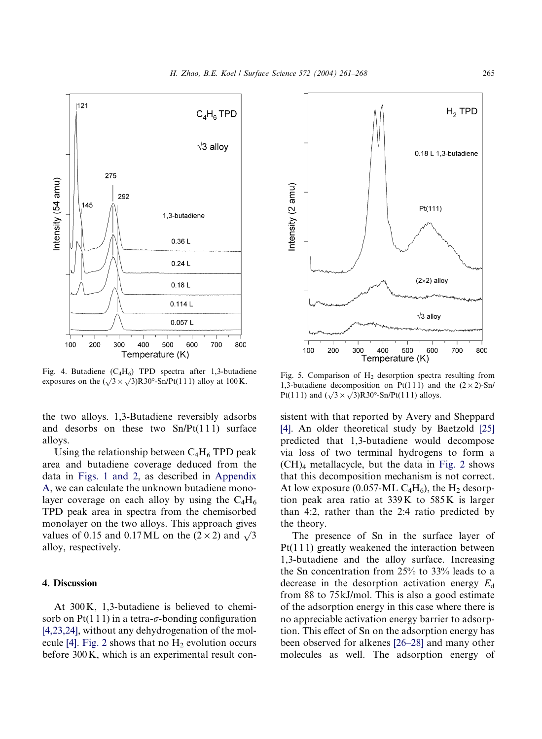Fig. 4. Butadiene ($C_4H_6$) TPD spectra after 1,3-butadiene exposures on the ($\sqrt{3} \times \sqrt{3}$)R30°-Sn/Pt(111) alloy at 100 K.

Fig. 5. Comparison of $H_2$ desorption spectra resulting from 1,3-butadiene decomposition on Pt(111) and the (2 × 2)-Sn/Pt(111) and ($\sqrt{3} \times \sqrt{3}$)R30°-Sn/Pt(111) alloys.

the two alloys. 1,3-Butadiene reversibly adsorbs and desorbs on these two Sn/Pt(111) surface alloys.

Using the relationship between $C_4H_6$ TPD peak area and butadiene coverage deduced from the data in Figs. 1 and 2, as described in Appendix A, we can calculate the unknown butadiene monolayer coverage on each alloy by using the $C_4H_6$ TPD peak area in spectra from the chemisorbed monolayer on the two alloys. This approach gives values of 0.15 and 0.17 ML on the (2 × 2) and $\sqrt{3}$ alloy, respectively.

## 4. Discussion

At 300 K, 1,3-butadiene is believed to chemisorb on Pt(111) in a tetra-σ-bonding configuration [4,23,24], without any dehydrogenation of the molecule [4]. Fig. 2 shows that no $H_2$ evolution occurs before 300 K, which is an experimental result consistent with that reported by Avery and Sheppard [4]. An older theoretical study by Baetzold [25] predicted that 1,3-butadiene would decompose via loss of two terminal hydrogens to form a $(CH)_4$ metallacycle, but the data in Fig. 2 shows that this decomposition mechanism is not correct. At low exposure (0.057-ML $C_4H_6$), the $H_2$ desorption peak area ratio at 339 K to 585 K is larger than 4:2, rather than the 2:4 ratio predicted by the theory.

The presence of Sn in the surface layer of Pt(111) greatly weakened the interaction between 1,3-butadiene and the alloy surface. Increasing the Sn concentration from 25% to 33% leads to a decrease in the desorption activation energy $E_d$ from 88 to 75 kJ/mol. This is also a good estimate of the adsorption energy in this case where there is no appreciable activation energy barrier to adsorption. This effect of Sn on the adsorption energy has been observed for alkenes [26–28] and many other molecules as well. The adsorption energy of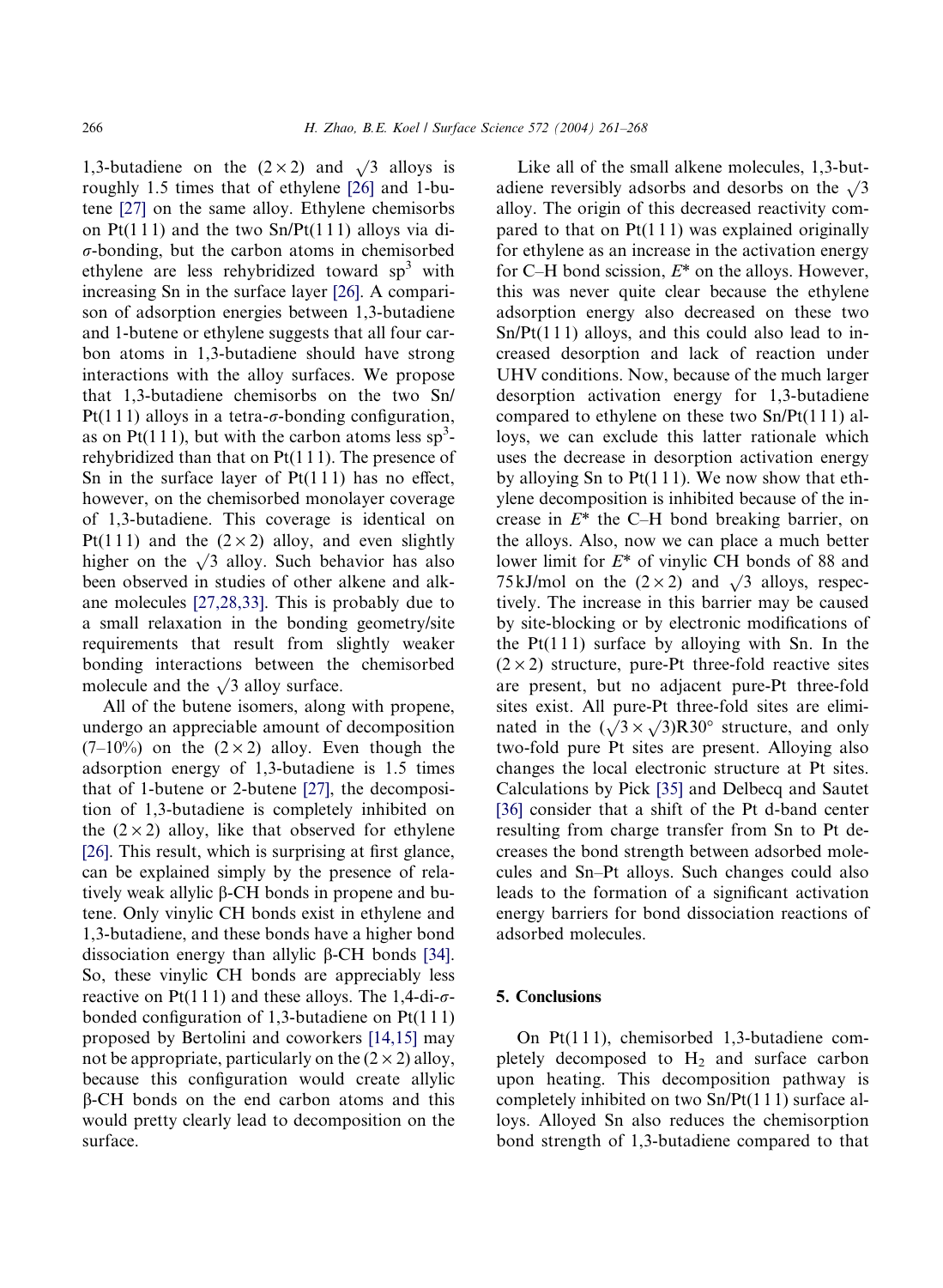1,3-butadiene on the $(2 \times 2)$ and $\sqrt{3}$ alloys is roughly 1.5 times that of ethylene [26] and 1-butene [27] on the same alloy. Ethylene chemisorbs on Pt(111) and the two Sn/Pt(111) alloys via di-$\sigma$-bonding, but the carbon atoms in chemisorbed ethylene are less rehybridized toward $sp^3$ with increasing Sn in the surface layer [26]. A comparison of adsorption energies between 1,3-butadiene and 1-butene or ethylene suggests that all four carbon atoms in 1,3-butadiene should have strong interactions with the alloy surfaces. We propose that 1,3-butadiene chemisorbs on the two Sn/Pt(111) alloys in a tetra-$\sigma$-bonding configuration, as on Pt(111), but with the carbon atoms less $sp^3$-rehybridized than that on Pt(111). The presence of Sn in the surface layer of Pt(111) has no effect, however, on the chemisorbed monolayer coverage of 1,3-butadiene. This coverage is identical on Pt(111) and the $(2 \times 2)$ alloy, and even slightly higher on the $\sqrt{3}$ alloy. Such behavior has also been observed in studies of other alkene and alkane molecules [27,28,33]. This is probably due to a small relaxation in the bonding geometry/site requirements that result from slightly weaker bonding interactions between the chemisorbed molecule and the $\sqrt{3}$ alloy surface.

All of the butene isomers, along with propene, undergo an appreciable amount of decomposition (7–10%) on the $(2 \times 2)$ alloy. Even though the adsorption energy of 1,3-butadiene is 1.5 times that of 1-butene or 2-butene [27], the decomposition of 1,3-butadiene is completely inhibited on the $(2 \times 2)$ alloy, like that observed for ethylene [26]. This result, which is surprising at first glance, can be explained simply by the presence of relatively weak allylic β-CH bonds in propene and butene. Only vinylic CH bonds exist in ethylene and 1,3-butadiene, and these bonds have a higher bond dissociation energy than allylic β-CH bonds [34]. So, these vinylic CH bonds are appreciably less reactive on Pt(111) and these alloys. The 1,4-di-$\sigma$-bonded configuration of 1,3-butadiene on Pt(111) proposed by Bertolini and coworkers [14,15] may not be appropriate, particularly on the $(2 \times 2)$ alloy, because this configuration would create allylic β-CH bonds on the end carbon atoms and this would pretty clearly lead to decomposition on the surface.

Like all of the small alkene molecules, 1,3-butadiene reversibly adsorbs and desorbs on the $\sqrt{3}$ alloy. The origin of this decreased reactivity compared to that on Pt(111) was explained originally for ethylene as an increase in the activation energy for C–H bond scission, $E^*$ on the alloys. However, this was never quite clear because the ethylene adsorption energy also decreased on these two Sn/Pt(111) alloys, and this could also lead to increased desorption and lack of reaction under UHV conditions. Now, because of the much larger desorption activation energy for 1,3-butadiene compared to ethylene on these two Sn/Pt(111) alloys, we can exclude this latter rationale which uses the decrease in desorption activation energy by alloying Sn to Pt(111). We now show that ethylene decomposition is inhibited because of the increase in $E^*$ the C–H bond breaking barrier, on the alloys. Also, now we can place a much better lower limit for $E^*$ of vinylic CH bonds of 88 and 75 kJ/mol on the $(2 \times 2)$ and $\sqrt{3}$ alloys, respectively. The increase in this barrier may be caused by site-blocking or by electronic modifications of the Pt(111) surface by alloying with Sn. In the $(2 \times 2)$ structure, pure-Pt three-fold reactive sites are present, but no adjacent pure-Pt three-fold sites exist. All pure-Pt three-fold sites are eliminated in the $(\sqrt{3} \times \sqrt{3})R30°$ structure, and only two-fold pure Pt sites are present. Alloying also changes the local electronic structure at Pt sites. Calculations by Pick [35] and Delbecq and Sautet [36] consider that a shift of the Pt d-band center resulting from charge transfer from Sn to Pt decreases the bond strength between adsorbed molecules and Sn–Pt alloys. Such changes could also leads to the formation of a significant activation energy barriers for bond dissociation reactions of adsorbed molecules.

## 5. Conclusions

On Pt(111), chemisorbed 1,3-butadiene completely decomposed to $H_2$ and surface carbon upon heating. This decomposition pathway is completely inhibited on two Sn/Pt(111) surface alloys. Alloyed Sn also reduces the chemisorption bond strength of 1,3-butadiene compared to that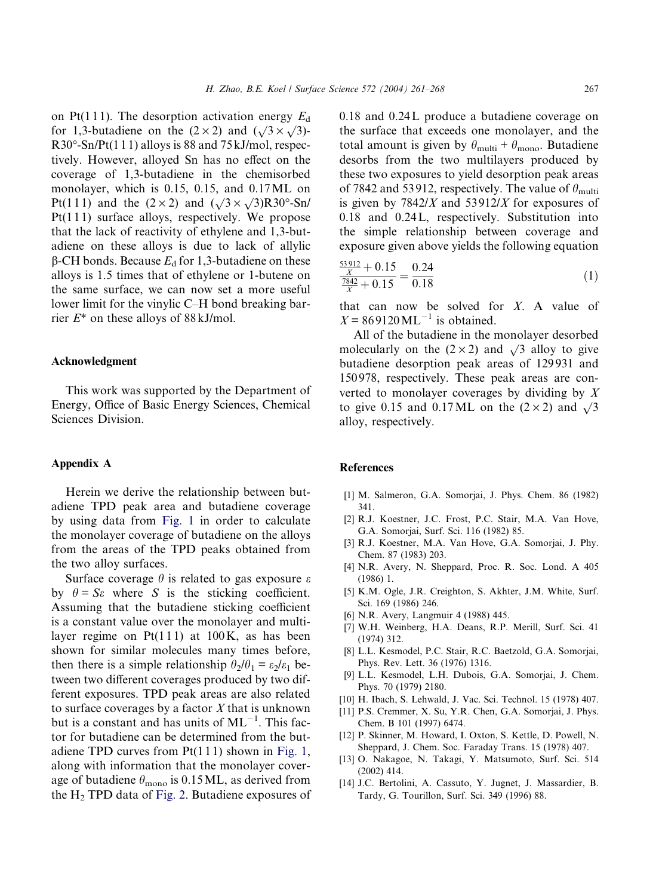on Pt(111). The desorption activation energy $E_d$ for 1,3-butadiene on the $(2\times2)$ and $(\sqrt{3}\times\sqrt{3})$-R30°-Sn/Pt(111) alloys is 88 and 75 kJ/mol, respectively. However, alloyed Sn has no effect on the coverage of 1,3-butadiene in the chemisorbed monolayer, which is 0.15, 0.15, and 0.17 ML on Pt(111) and the $(2\times2)$ and $(\sqrt{3}\times\sqrt{3})$R30°-Sn/Pt(111) surface alloys, respectively. We propose that the lack of reactivity of ethylene and 1,3-butadiene on these alloys is due to lack of allylic β-CH bonds. Because $E_d$ for 1,3-butadiene on these alloys is 1.5 times that of ethylene or 1-butene on the same surface, we can now set a more useful lower limit for the vinylic C–H bond breaking barrier $E^*$ on these alloys of 88 kJ/mol.

## Acknowledgment

This work was supported by the Department of Energy, Office of Basic Energy Sciences, Chemical Sciences Division.

## Appendix A

Herein we derive the relationship between butadiene TPD peak area and butadiene coverage by using data from Fig. 1 in order to calculate the monolayer coverage of butadiene on the alloys from the areas of the TPD peaks obtained from the two alloy surfaces.

Surface coverage $\theta$ is related to gas exposure $\varepsilon$ by $\theta = S\varepsilon$ where $S$ is the sticking coefficient. Assuming that the butadiene sticking coefficient is a constant value over the monolayer and multilayer regime on Pt(111) at 100 K, as has been shown for similar molecules many times before, then there is a simple relationship $\theta_2/\theta_1 = \varepsilon_2/\varepsilon_1$ between two different coverages produced by two different exposures. TPD peak areas are also related to surface coverages by a factor $X$ that is unknown but is a constant and has units of $\mathrm{ML}^{-1}$. This factor for butadiene can be determined from the butadiene TPD curves from Pt(111) shown in Fig. 1, along with information that the monolayer coverage of butadiene $\theta_{mono}$ is 0.15 ML, as derived from the $H_2$ TPD data of Fig. 2. Butadiene exposures of 0.18 and 0.24 L produce a butadiene coverage on the surface that exceeds one monolayer, and the total amount is given by $\theta_{multi} + \theta_{mono}$. Butadiene desorbs from the two multilayers produced by these two exposures to yield desorption peak areas of 7842 and 53912, respectively. The value of $\theta_{multi}$ is given by $7842/X$ and $53912/X$ for exposures of 0.18 and 0.24 L, respectively. Substitution into the simple relationship between coverage and exposure given above yields the following equation

$$\frac{\frac{53912}{X} + 0.15}{\frac{7842}{X} + 0.15} = \frac{0.24}{0.18} \tag{1}$$

that can now be solved for $X$. A value of $X = 869120\,\mathrm{ML}^{-1}$ is obtained.

All of the butadiene in the monolayer desorbed molecularly on the $(2\times2)$ and $\sqrt{3}$ alloy to give butadiene desorption peak areas of 129931 and 150978, respectively. These peak areas are converted to monolayer coverages by dividing by $X$ to give 0.15 and 0.17 ML on the $(2\times2)$ and $\sqrt{3}$ alloy, respectively.

## References

[1] M. Salmeron, G.A. Somorjai, J. Phys. Chem. 86 (1982) 341.

[2] R.J. Koestner, J.C. Frost, P.C. Stair, M.A. Van Hove, G.A. Somorjai, Surf. Sci. 116 (1982) 85.

[3] R.J. Koestner, M.A. Van Hove, G.A. Somorjai, J. Phy. Chem. 87 (1983) 203.

[4] N.R. Avery, N. Sheppard, Proc. R. Soc. Lond. A 405 (1986) 1.

[5] K.M. Ogle, J.R. Creighton, S. Akhter, J.M. White, Surf. Sci. 169 (1986) 246.

[6] N.R. Avery, Langmuir 4 (1988) 445.

[7] W.H. Weinberg, H.A. Deans, R.P. Merill, Surf. Sci. 41 (1974) 312.

[8] L.L. Kesmodel, P.C. Stair, R.C. Baetzold, G.A. Somorjai, Phys. Rev. Lett. 36 (1976) 1316.

[9] L.L. Kesmodel, L.H. Dubois, G.A. Somorjai, J. Chem. Phys. 70 (1979) 2180.

[10] H. Ibach, S. Lehwald, J. Vac. Sci. Technol. 15 (1978) 407.

[11] P.S. Cremmer, X. Su, Y.R. Chen, G.A. Somorjai, J. Phys. Chem. B 101 (1997) 6474.

[12] P. Skinner, M. Howard, I. Oxton, S. Kettle, D. Powell, N. Sheppard, J. Chem. Soc. Faraday Trans. 15 (1978) 407.

[13] O. Nakagoe, N. Takagi, Y. Matsumoto, Surf. Sci. 514 (2002) 414.

[14] J.C. Bertolini, A. Cassuto, Y. Jugnet, J. Massardier, B. Tardy, G. Tourillon, Surf. Sci. 349 (1996) 88.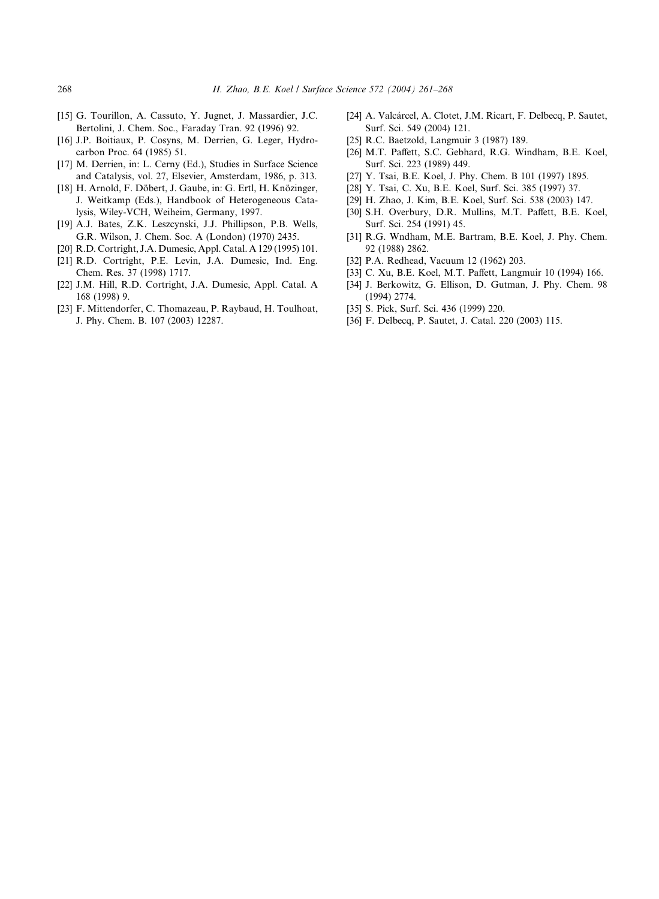[15] G. Tourillon, A. Cassuto, Y. Jugnet, J. Massardier, J.C. Bertolini, J. Chem. Soc., Faraday Tran. 92 (1996) 92.

[16] J.P. Boitiaux, P. Cosyns, M. Derrien, G. Leger, Hydrocarbon Proc. 64 (1985) 51.

[17] M. Derrien, in: L. Cerny (Ed.), Studies in Surface Science and Catalysis, vol. 27, Elsevier, Amsterdam, 1986, p. 313.

[18] H. Arnold, F. Döbert, J. Gaube, in: G. Ertl, H. Knözinger, J. Weitkamp (Eds.), Handbook of Heterogeneous Catalysis, Wiley-VCH, Weiheim, Germany, 1997.

[19] A.J. Bates, Z.K. Leszcynski, J.J. Phillipson, P.B. Wells, G.R. Wilson, J. Chem. Soc. A (London) (1970) 2435.

[20] R.D. Cortright, J.A. Dumesic, Appl. Catal. A 129 (1995) 101.

[21] R.D. Cortright, P.E. Levin, J.A. Dumesic, Ind. Eng. Chem. Res. 37 (1998) 1717.

[22] J.M. Hill, R.D. Cortright, J.A. Dumesic, Appl. Catal. A 168 (1998) 9.

[23] F. Mittendorfer, C. Thomazeau, P. Raybaud, H. Toulhoat, J. Phy. Chem. B. 107 (2003) 12287.

[24] A. Valcárcel, A. Clotet, J.M. Ricart, F. Delbecq, P. Sautet, Surf. Sci. 549 (2004) 121.

[25] R.C. Baetzold, Langmuir 3 (1987) 189.

[26] M.T. Paffett, S.C. Gebhard, R.G. Windham, B.E. Koel, Surf. Sci. 223 (1989) 449.

[27] Y. Tsai, B.E. Koel, J. Phy. Chem. B 101 (1997) 1895.

[28] Y. Tsai, C. Xu, B.E. Koel, Surf. Sci. 385 (1997) 37.

[29] H. Zhao, J. Kim, B.E. Koel, Surf. Sci. 538 (2003) 147.

[30] S.H. Overbury, D.R. Mullins, M.T. Paffett, B.E. Koel, Surf. Sci. 254 (1991) 45.

[31] R.G. Wndham, M.E. Bartram, B.E. Koel, J. Phy. Chem. 92 (1988) 2862.

[32] P.A. Redhead, Vacuum 12 (1962) 203.

[33] C. Xu, B.E. Koel, M.T. Paffett, Langmuir 10 (1994) 166.

[34] J. Berkowitz, G. Ellison, D. Gutman, J. Phy. Chem. 98 (1994) 2774.

[35] S. Pick, Surf. Sci. 436 (1999) 220.

[36] F. Delbecq, P. Sautet, J. Catal. 220 (2003) 115.